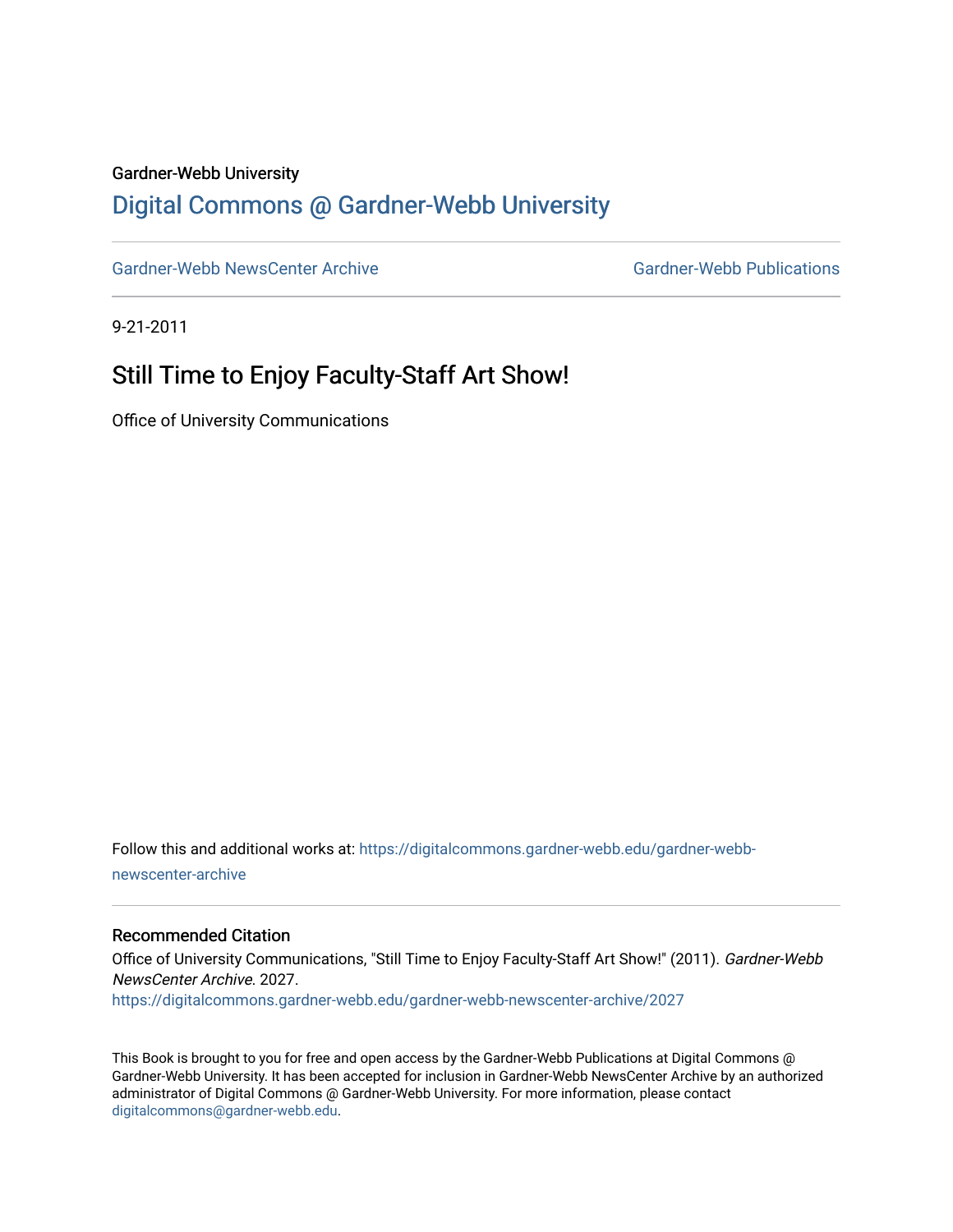Gardner-Webb University

## Digital Commons @ Gardner-Webb University

Gardner-Webb NewsCenter Archive

Gardner-Webb Publications

9-21-2011

# Still Time to Enjoy Faculty-Staff Art Show!

Office of University Communications

Follow this and additional works at: https://digitalcommons.gardner-webb.edu/gardner-webb-newscenter-archive

### Recommended Citation

Office of University Communications, "Still Time to Enjoy Faculty-Staff Art Show!" (2011). *Gardner-Webb NewsCenter Archive*. 2027.
https://digitalcommons.gardner-webb.edu/gardner-webb-newscenter-archive/2027

This Book is brought to you for free and open access by the Gardner-Webb Publications at Digital Commons @ Gardner-Webb University. It has been accepted for inclusion in Gardner-Webb NewsCenter Archive by an authorized administrator of Digital Commons @ Gardner-Webb University. For more information, please contact digitalcommons@gardner-webb.edu.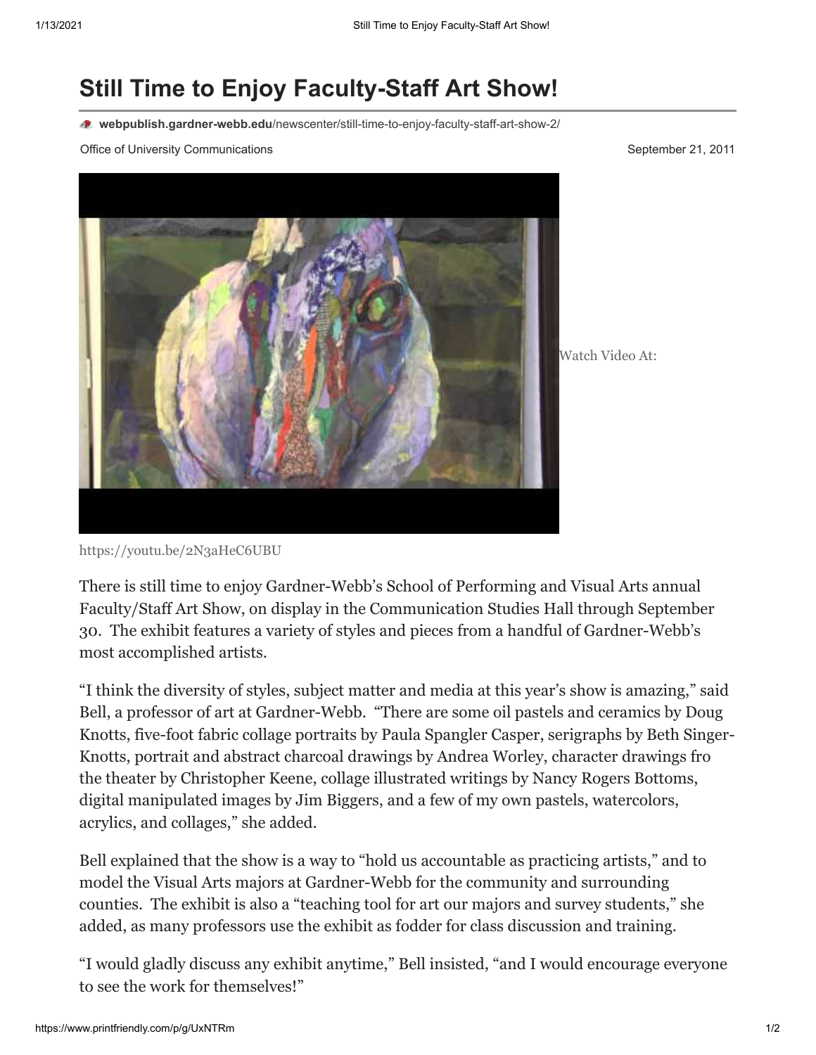# Still Time to Enjoy Faculty-Staff Art Show!

**webpublish.gardner-webb.edu**/newscenter/still-time-to-enjoy-faculty-staff-art-show-2/

Office of University Communications

September 21, 2011

Watch Video At:

https://youtu.be/2N3aHeC6UBU

There is still time to enjoy Gardner-Webb's School of Performing and Visual Arts annual Faculty/Staff Art Show, on display in the Communication Studies Hall through September 30. The exhibit features a variety of styles and pieces from a handful of Gardner-Webb's most accomplished artists.

"I think the diversity of styles, subject matter and media at this year's show is amazing," said Bell, a professor of art at Gardner-Webb. "There are some oil pastels and ceramics by Doug Knotts, five-foot fabric collage portraits by Paula Spangler Casper, serigraphs by Beth Singer-Knotts, portrait and abstract charcoal drawings by Andrea Worley, character drawings fro the theater by Christopher Keene, collage illustrated writings by Nancy Rogers Bottoms, digital manipulated images by Jim Biggers, and a few of my own pastels, watercolors, acrylics, and collages," she added.

Bell explained that the show is a way to "hold us accountable as practicing artists," and to model the Visual Arts majors at Gardner-Webb for the community and surrounding counties. The exhibit is also a "teaching tool for art our majors and survey students," she added, as many professors use the exhibit as fodder for class discussion and training.

"I would gladly discuss any exhibit anytime," Bell insisted, "and I would encourage everyone to see the work for themselves!"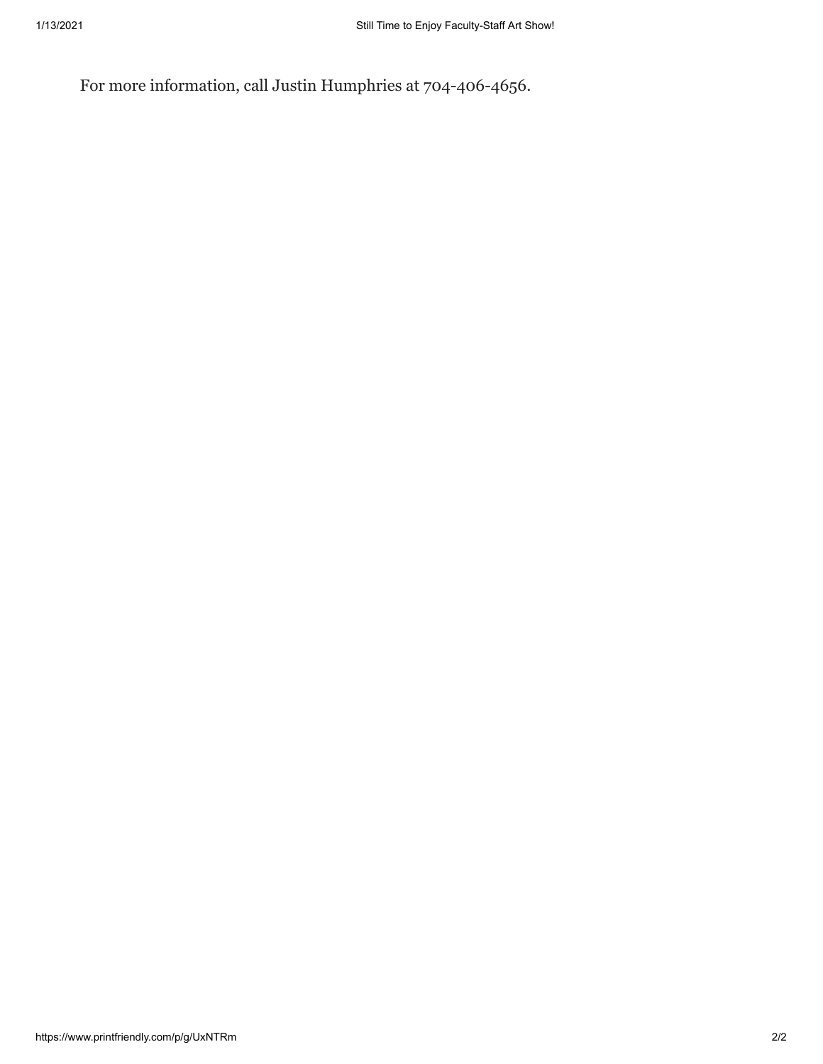For more information, call Justin Humphries at 704-406-4656.